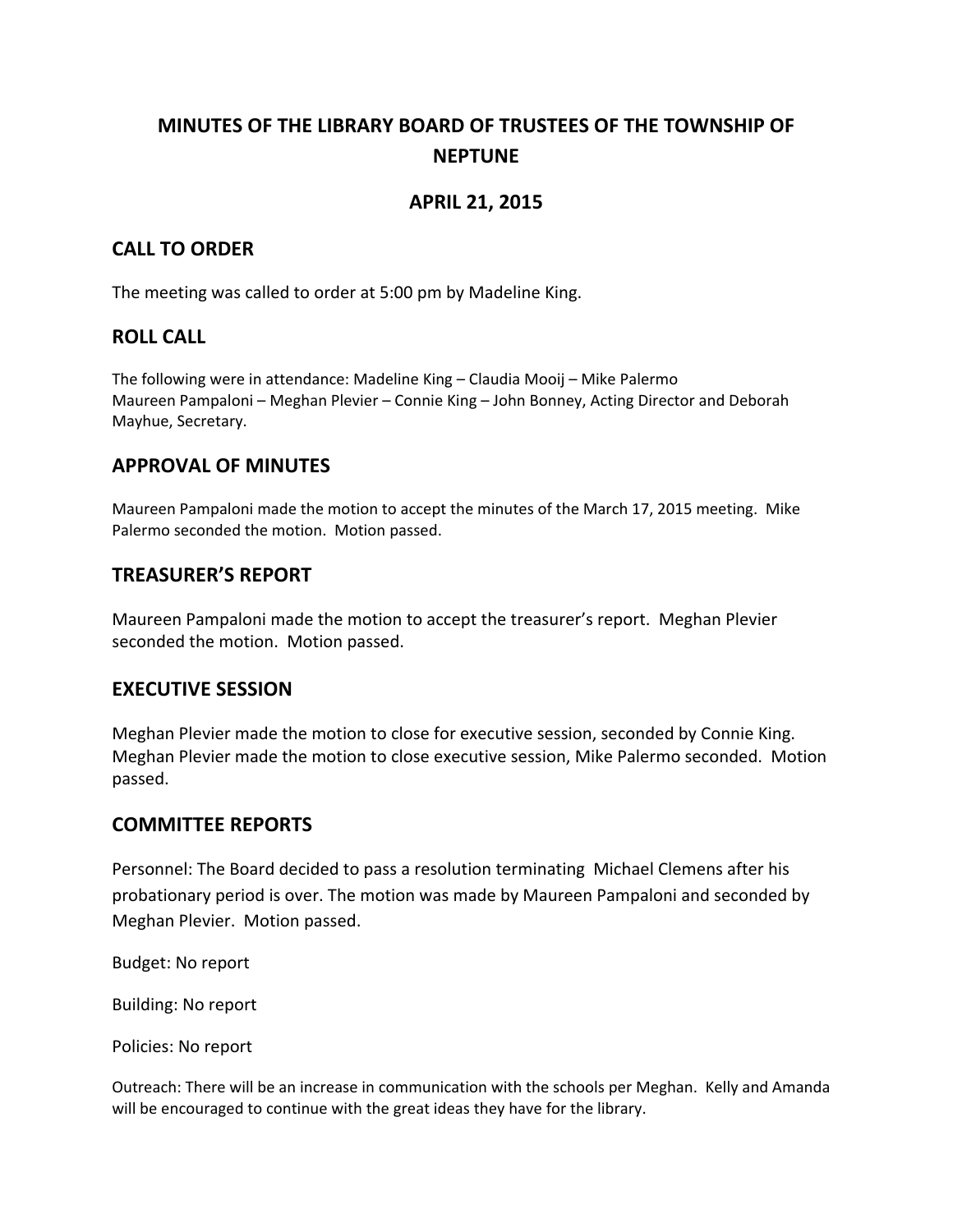# MINUTES OF THE LIBRARY BOARD OF TRUSTEES OF THE TOWNSHIP OF NEPTUNE

## APRIL 21, 2015

## CALL TO ORDER

The meeting was called to order at 5:00 pm by Madeline King.

## ROLL CALL

The following were in attendance: Madeline King – Claudia Mooij – Mike Palermo
Maureen Pampaloni – Meghan Plevier – Connie King – John Bonney, Acting Director and Deborah Mayhue, Secretary.

## APPROVAL OF MINUTES

Maureen Pampaloni made the motion to accept the minutes of the March 17, 2015 meeting. Mike Palermo seconded the motion. Motion passed.

## TREASURER'S REPORT

Maureen Pampaloni made the motion to accept the treasurer's report. Meghan Plevier seconded the motion. Motion passed.

## EXECUTIVE SESSION

Meghan Plevier made the motion to close for executive session, seconded by Connie King. Meghan Plevier made the motion to close executive session, Mike Palermo seconded. Motion passed.

## COMMITTEE REPORTS

Personnel: The Board decided to pass a resolution terminating Michael Clemens after his probationary period is over. The motion was made by Maureen Pampaloni and seconded by Meghan Plevier. Motion passed.

Budget: No report

Building: No report

Policies: No report

Outreach: There will be an increase in communication with the schools per Meghan. Kelly and Amanda will be encouraged to continue with the great ideas they have for the library.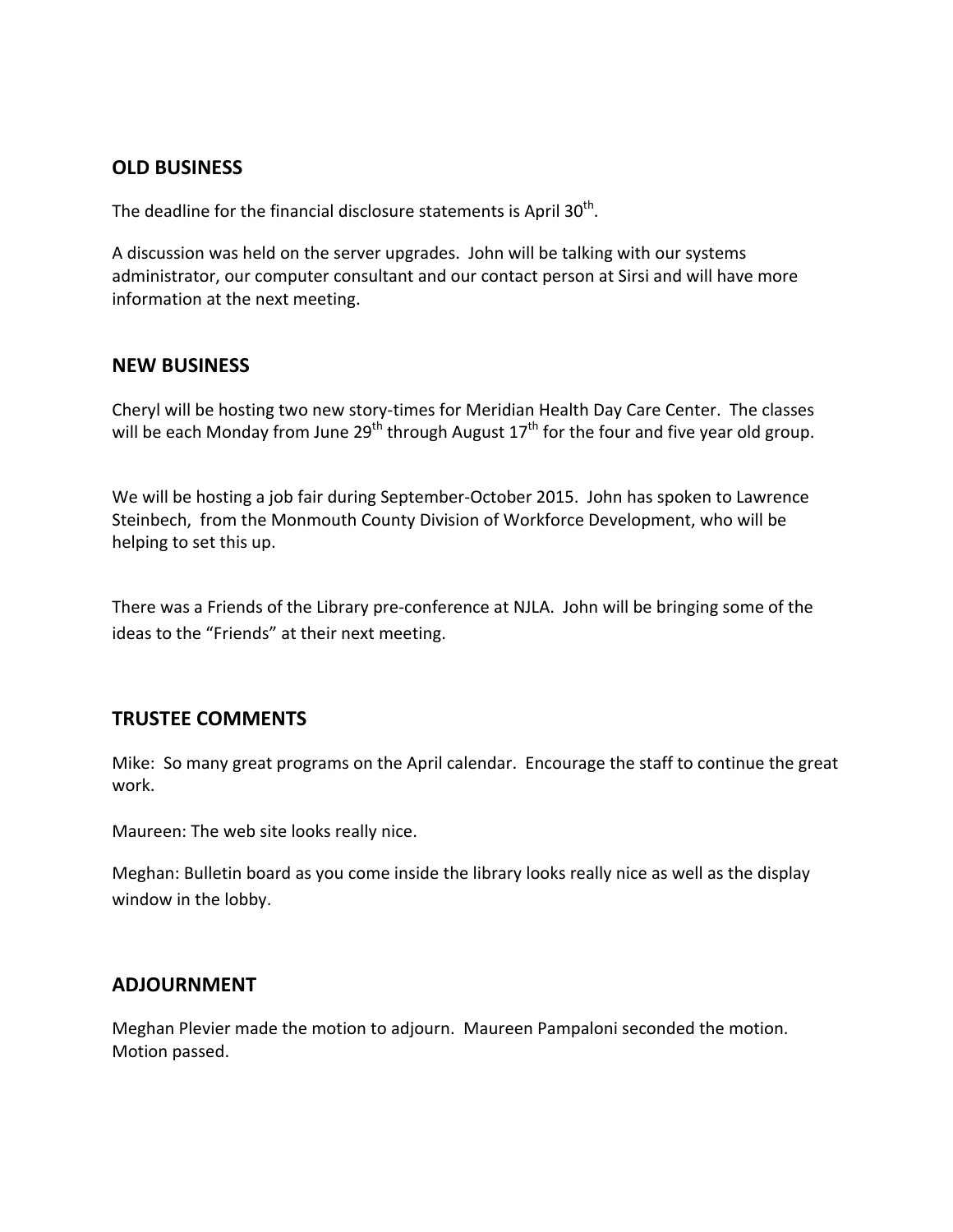## OLD BUSINESS

The deadline for the financial disclosure statements is April 30th.

A discussion was held on the server upgrades. John will be talking with our systems administrator, our computer consultant and our contact person at Sirsi and will have more information at the next meeting.

## NEW BUSINESS

Cheryl will be hosting two new story-times for Meridian Health Day Care Center. The classes will be each Monday from June 29th through August 17th for the four and five year old group.

We will be hosting a job fair during September-October 2015. John has spoken to Lawrence Steinbech, from the Monmouth County Division of Workforce Development, who will be helping to set this up.

There was a Friends of the Library pre-conference at NJLA. John will be bringing some of the ideas to the "Friends" at their next meeting.

## TRUSTEE COMMENTS

Mike: So many great programs on the April calendar. Encourage the staff to continue the great work.

Maureen: The web site looks really nice.

Meghan: Bulletin board as you come inside the library looks really nice as well as the display window in the lobby.

## ADJOURNMENT

Meghan Plevier made the motion to adjourn. Maureen Pampaloni seconded the motion. Motion passed.